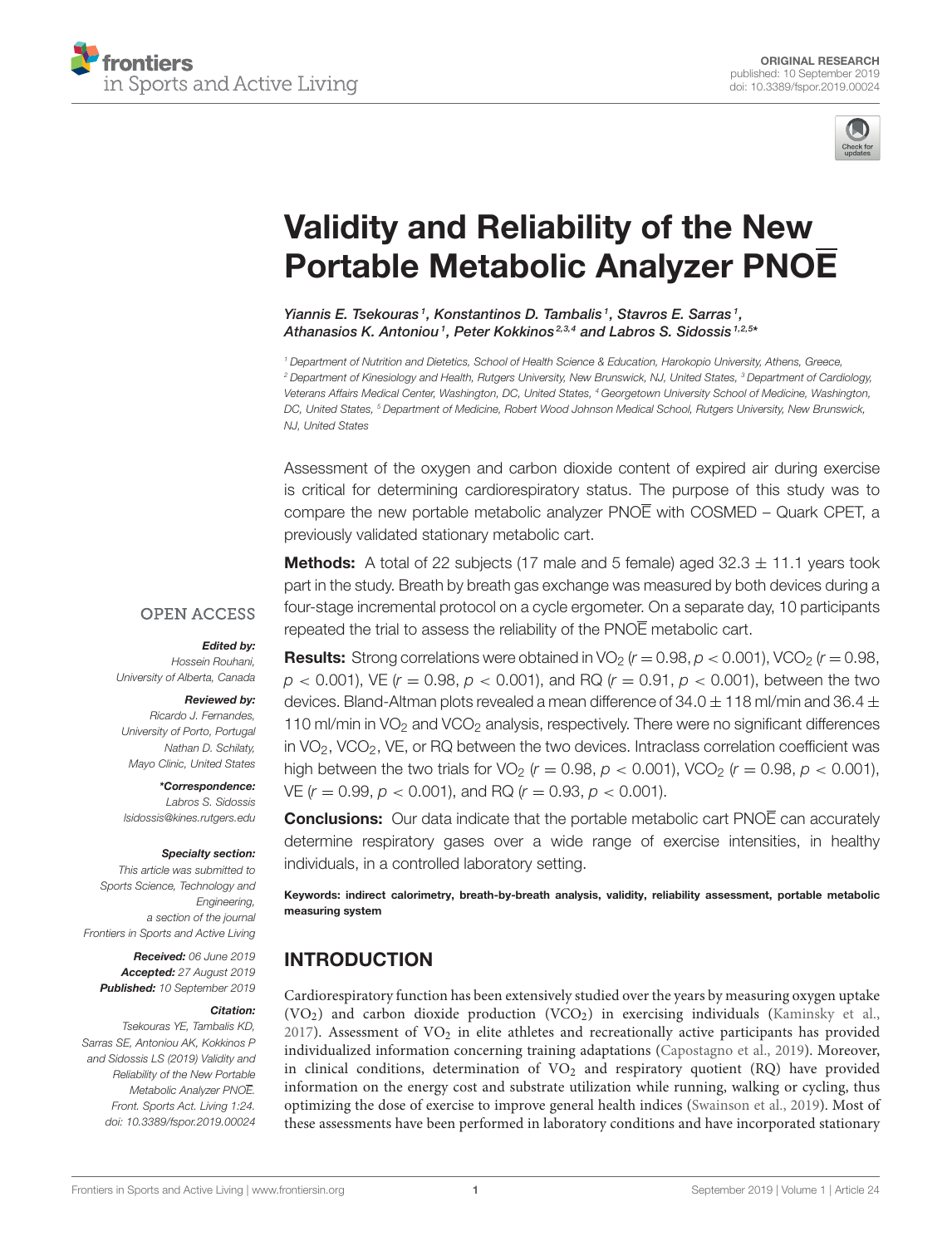ORIGINAL RESEARCH
published: 10 September 2019
doi: 10.3389/fspor.2019.00024

# Validity and Reliability of the New Portable Metabolic Analyzer PNOĒ

*Yiannis E. Tsekouras[1], Konstantinos D. Tambalis[1], Stavros E. Sarras[1], Athanasios K. Antoniou[1], Peter Kokkinos[2,3,4] and Labros S. Sidossis[1,2,5]**

[1] Department of Nutrition and Dietetics, School of Health Science & Education, Harokopio University, Athens, Greece, [2] Department of Kinesiology and Health, Rutgers University, New Brunswick, NJ, United States, [3] Department of Cardiology, Veterans Affairs Medical Center, Washington, DC, United States, [4] Georgetown University School of Medicine, Washington, DC, United States, [5] Department of Medicine, Robert Wood Johnson Medical School, Rutgers University, New Brunswick, NJ, United States

OPEN ACCESS

***Edited by:***
Hossein Rouhani,
University of Alberta, Canada

***Reviewed by:***
Ricardo J. Fernandes,
University of Porto, Portugal
Nathan D. Schilaty,
Mayo Clinic, United States

***\*Correspondence:***
Labros S. Sidossis
lsidossis@kines.rutgers.edu

***Specialty section:***
This article was submitted to Sports Science, Technology and Engineering,
a section of the journal
Frontiers in Sports and Active Living

***Received:*** 06 June 2019
***Accepted:*** 27 August 2019
***Published:*** 10 September 2019

***Citation:***
Tsekouras YE, Tambalis KD, Sarras SE, Antoniou AK, Kokkinos P and Sidossis LS (2019) Validity and Reliability of the New Portable Metabolic Analyzer PNOĒ. Front. Sports Act. Living 1:24. doi: 10.3389/fspor.2019.00024

Assessment of the oxygen and carbon dioxide content of expired air during exercise is critical for determining cardiorespiratory status. The purpose of this study was to compare the new portable metabolic analyzer PNOĒ with COSMED – Quark CPET, a previously validated stationary metabolic cart.

**Methods:** A total of 22 subjects (17 male and 5 female) aged 32.3 ± 11.1 years took part in the study. Breath by breath gas exchange was measured by both devices during a four-stage incremental protocol on a cycle ergometer. On a separate day, 10 participants repeated the trial to assess the reliability of the PNOĒ metabolic cart.

**Results:** Strong correlations were obtained in $VO_2$ ($r = 0.98$, $p < 0.001$), $VCO_2$ ($r = 0.98$, $p < 0.001$), VE ($r = 0.98$, $p < 0.001$), and RQ ($r = 0.91$, $p < 0.001$), between the two devices. Bland-Altman plots revealed a mean difference of 34.0 ± 118 ml/min and 36.4 ± 110 ml/min in $VO_2$ and $VCO_2$ analysis, respectively. There were no significant differences in $VO_2$, $VCO_2$, VE, or RQ between the two devices. Intraclass correlation coefficient was high between the two trials for $VO_2$ ($r = 0.98$, $p < 0.001$), $VCO_2$ ($r = 0.98$, $p < 0.001$), VE ($r = 0.99$, $p < 0.001$), and RQ ($r = 0.93$, $p < 0.001$).

**Conclusions:** Our data indicate that the portable metabolic cart PNOĒ can accurately determine respiratory gases over a wide range of exercise intensities, in healthy individuals, in a controlled laboratory setting.

**Keywords: indirect calorimetry, breath-by-breath analysis, validity, reliability assessment, portable metabolic measuring system**

## INTRODUCTION

Cardiorespiratory function has been extensively studied over the years by measuring oxygen uptake ($VO_2$) and carbon dioxide production ($VCO_2$) in exercising individuals (Kaminsky et al., 2017). Assessment of $VO_2$ in elite athletes and recreationally active participants has provided individualized information concerning training adaptations (Capostagno et al., 2019). Moreover, in clinical conditions, determination of $VO_2$ and respiratory quotient (RQ) have provided information on the energy cost and substrate utilization while running, walking or cycling, thus optimizing the dose of exercise to improve general health indices (Swainson et al., 2019). Most of these assessments have been performed in laboratory conditions and have incorporated stationary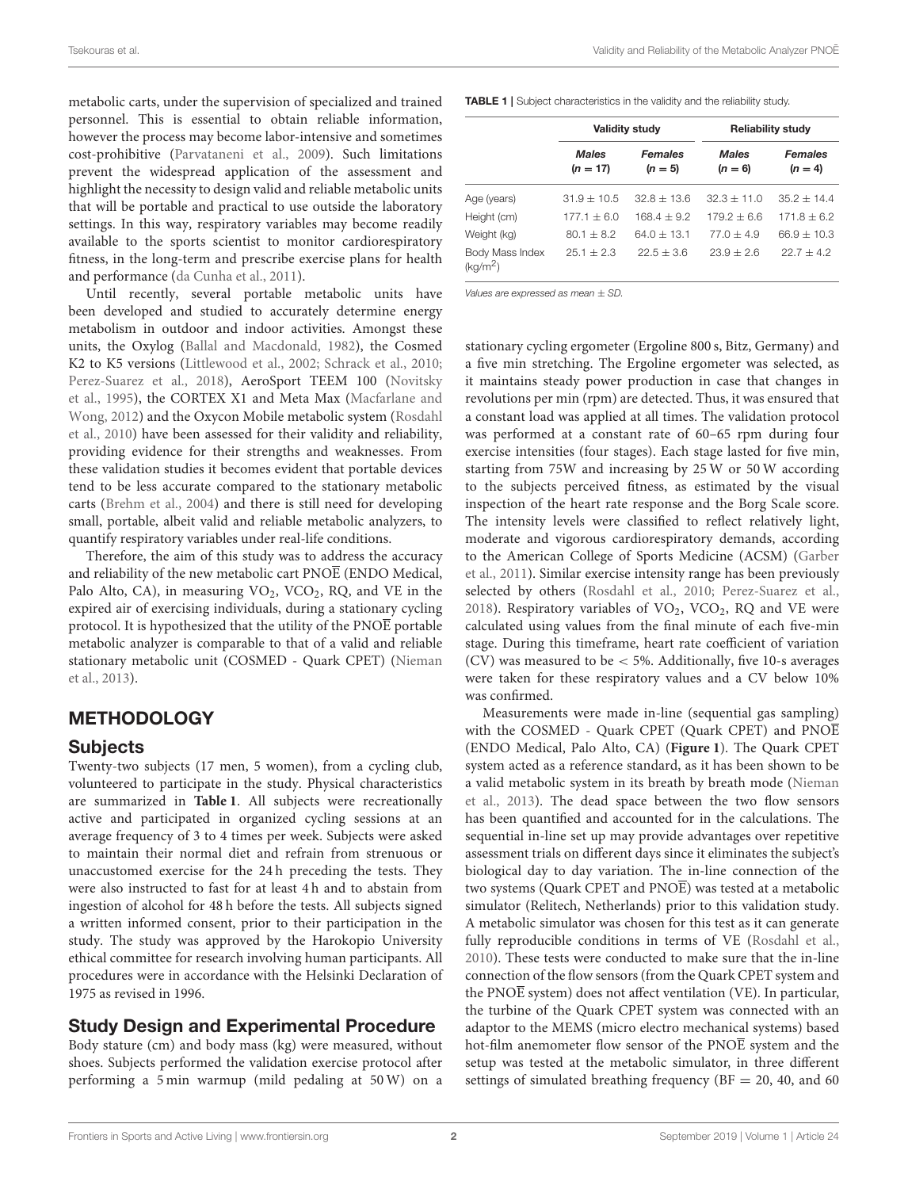metabolic carts, under the supervision of specialized and trained personnel. This is essential to obtain reliable information, however the process may become labor-intensive and sometimes cost-prohibitive (Parvataneni et al., 2009). Such limitations prevent the widespread application of the assessment and highlight the necessity to design valid and reliable metabolic units that will be portable and practical to use outside the laboratory settings. In this way, respiratory variables may become readily available to the sports scientist to monitor cardiorespiratory fitness, in the long-term and prescribe exercise plans for health and performance (da Cunha et al., 2011).

Until recently, several portable metabolic units have been developed and studied to accurately determine energy metabolism in outdoor and indoor activities. Amongst these units, the Oxylog (Ballal and Macdonald, 1982), the Cosmed K2 to K5 versions (Littlewood et al., 2002; Schrack et al., 2010; Perez-Suarez et al., 2018), AeroSport TEEM 100 (Novitsky et al., 1995), the CORTEX X1 and Meta Max (Macfarlane and Wong, 2012) and the Oxycon Mobile metabolic system (Rosdahl et al., 2010) have been assessed for their validity and reliability, providing evidence for their strengths and weaknesses. From these validation studies it becomes evident that portable devices tend to be less accurate compared to the stationary metabolic carts (Brehm et al., 2004) and there is still need for developing small, portable, albeit valid and reliable metabolic analyzers, to quantify respiratory variables under real-life conditions.

Therefore, the aim of this study was to address the accuracy and reliability of the new metabolic cart PNOĒ (ENDO Medical, Palo Alto, CA), in measuring $VO_2$, $VCO_2$, RQ, and VE in the expired air of exercising individuals, during a stationary cycling protocol. It is hypothesized that the utility of the PNOĒ portable metabolic analyzer is comparable to that of a valid and reliable stationary metabolic unit (COSMED - Quark CPET) (Nieman et al., 2013).

## METHODOLOGY

### Subjects

Twenty-two subjects (17 men, 5 women), from a cycling club, volunteered to participate in the study. Physical characteristics are summarized in **Table 1**. All subjects were recreationally active and participated in organized cycling sessions at an average frequency of 3 to 4 times per week. Subjects were asked to maintain their normal diet and refrain from strenuous or unaccustomed exercise for the 24 h preceding the tests. They were also instructed to fast for at least 4 h and to abstain from ingestion of alcohol for 48 h before the tests. All subjects signed a written informed consent, prior to their participation in the study. The study was approved by the Harokopio University ethical committee for research involving human participants. All procedures were in accordance with the Helsinki Declaration of 1975 as revised in 1996.

### Study Design and Experimental Procedure

Body stature (cm) and body mass (kg) were measured, without shoes. Subjects performed the validation exercise protocol after performing a 5 min warmup (mild pedaling at 50 W) on a stationary cycling ergometer (Ergoline 800 s, Bitz, Germany) and a five min stretching. The Ergoline ergometer was selected, as it maintains steady power production in case that changes in revolutions per min (rpm) are detected. Thus, it was ensured that a constant load was applied at all times. The validation protocol was performed at a constant rate of 60–65 rpm during four exercise intensities (four stages). Each stage lasted for five min, starting from 75W and increasing by 25 W or 50 W according to the subjects perceived fitness, as estimated by the visual inspection of the heart rate response and the Borg Scale score. The intensity levels were classified to reflect relatively light, moderate and vigorous cardiorespiratory demands, according to the American College of Sports Medicine (ACSM) (Garber et al., 2011). Similar exercise intensity range has been previously selected by others (Rosdahl et al., 2010; Perez-Suarez et al., 2018). Respiratory variables of $VO_2$, $VCO_2$, RQ and VE were calculated using values from the final minute of each five-min stage. During this timeframe, heart rate coefficient of variation (CV) was measured to be < 5%. Additionally, five 10-s averages were taken for these respiratory values and a CV below 10% was confirmed.

Measurements were made in-line (sequential gas sampling) with the COSMED - Quark CPET (Quark CPET) and PNOĒ (ENDO Medical, Palo Alto, CA) (**Figure 1**). The Quark CPET system acted as a reference standard, as it has been shown to be a valid metabolic system in its breath by breath mode (Nieman et al., 2013). The dead space between the two flow sensors has been quantified and accounted for in the calculations. The sequential in-line set up may provide advantages over repetitive assessment trials on different days since it eliminates the subject's biological day to day variation. The in-line connection of the two systems (Quark CPET and PNOĒ) was tested at a metabolic simulator (Relitech, Netherlands) prior to this validation study. A metabolic simulator was chosen for this test as it can generate fully reproducible conditions in terms of VE (Rosdahl et al., 2010). These tests were conducted to make sure that the in-line connection of the flow sensors (from the Quark CPET system and the PNOĒ system) does not affect ventilation (VE). In particular, the turbine of the Quark CPET system was connected with an adaptor to the MEMS (micro electro mechanical systems) based hot-film anemometer flow sensor of the PNOĒ system and the setup was tested at the metabolic simulator, in three different settings of simulated breathing frequency (BF = 20, 40, and 60

**TABLE 1** | Subject characteristics in the validity and the reliability study.

| | Validity study | | Reliability study | |
|---|---|---|---|---|
| | ***Males* (*n* = 17)** | ***Females* (*n* = 5)** | ***Males* (*n* = 6)** | ***Females* (*n* = 4)** |
| Age (years) | 31.9 ± 10.5 | 32.8 ± 13.6 | 32.3 ± 11.0 | 35.2 ± 14.4 |
| Height (cm) | 177.1 ± 6.0 | 168.4 ± 9.2 | 179.2 ± 6.6 | 171.8 ± 6.2 |
| Weight (kg) | 80.1 ± 8.2 | 64.0 ± 13.1 | 77.0 ± 4.9 | 66.9 ± 10.3 |
| Body Mass Index ($kg/m^2$) | 25.1 ± 2.3 | 22.5 ± 3.6 | 23.9 ± 2.6 | 22.7 ± 4.2 |

*Values are expressed as mean ± SD.*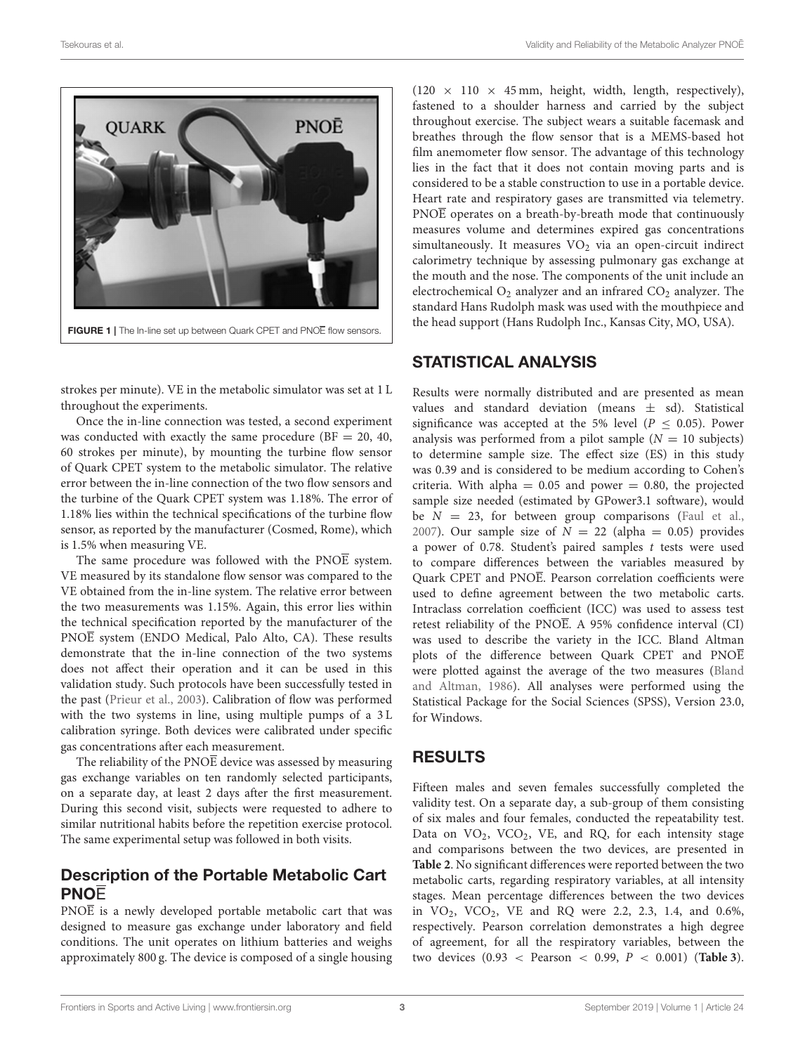FIGURE 1 | The In-line set up between Quark CPET and PNOĒ flow sensors.

strokes per minute). VE in the metabolic simulator was set at 1 L throughout the experiments.

Once the in-line connection was tested, a second experiment was conducted with exactly the same procedure (BF = 20, 40, 60 strokes per minute), by mounting the turbine flow sensor of Quark CPET system to the metabolic simulator. The relative error between the in-line connection of the two flow sensors and the turbine of the Quark CPET system was 1.18%. The error of 1.18% lies within the technical specifications of the turbine flow sensor, as reported by the manufacturer (Cosmed, Rome), which is 1.5% when measuring VE.

The same procedure was followed with the PNOĒ system. VE measured by its standalone flow sensor was compared to the VE obtained from the in-line system. The relative error between the two measurements was 1.15%. Again, this error lies within the technical specification reported by the manufacturer of the PNOĒ system (ENDO Medical, Palo Alto, CA). These results demonstrate that the in-line connection of the two systems does not affect their operation and it can be used in this validation study. Such protocols have been successfully tested in the past (Prieur et al., 2003). Calibration of flow was performed with the two systems in line, using multiple pumps of a 3 L calibration syringe. Both devices were calibrated under specific gas concentrations after each measurement.

The reliability of the PNOĒ device was assessed by measuring gas exchange variables on ten randomly selected participants, on a separate day, at least 2 days after the first measurement. During this second visit, subjects were requested to adhere to similar nutritional habits before the repetition exercise protocol. The same experimental setup was followed in both visits.

## Description of the Portable Metabolic Cart PNOĒ

PNOĒ is a newly developed portable metabolic cart that was designed to measure gas exchange under laboratory and field conditions. The unit operates on lithium batteries and weighs approximately 800 g. The device is composed of a single housing (120 × 110 × 45 mm, height, width, length, respectively), fastened to a shoulder harness and carried by the subject throughout exercise. The subject wears a suitable facemask and breathes through the flow sensor that is a MEMS-based hot film anemometer flow sensor. The advantage of this technology lies in the fact that it does not contain moving parts and is considered to be a stable construction to use in a portable device. Heart rate and respiratory gases are transmitted via telemetry. PNOĒ operates on a breath-by-breath mode that continuously measures volume and determines expired gas concentrations simultaneously. It measures $VO_2$ via an open-circuit indirect calorimetry technique by assessing pulmonary gas exchange at the mouth and the nose. The components of the unit include an electrochemical $O_2$ analyzer and an infrared $CO_2$ analyzer. The standard Hans Rudolph mask was used with the mouthpiece and the head support (Hans Rudolph Inc., Kansas City, MO, USA).

## STATISTICAL ANALYSIS

Results were normally distributed and are presented as mean values and standard deviation (means ± sd). Statistical significance was accepted at the 5% level ($P \leq 0.05$). Power analysis was performed from a pilot sample ($N = 10$ subjects) to determine sample size. The effect size (ES) in this study was 0.39 and is considered to be medium according to Cohen's criteria. With alpha = 0.05 and power = 0.80, the projected sample size needed (estimated by GPower3.1 software), would be $N = 23$, for between group comparisons (Faul et al., 2007). Our sample size of $N = 22$ (alpha = 0.05) provides a power of 0.78. Student's paired samples *t* tests were used to compare differences between the variables measured by Quark CPET and PNOĒ. Pearson correlation coefficients were used to define agreement between the two metabolic carts. Intraclass correlation coefficient (ICC) was used to assess test retest reliability of the PNOĒ. A 95% confidence interval (CI) was used to describe the variety in the ICC. Bland Altman plots of the difference between Quark CPET and PNOĒ were plotted against the average of the two measures (Bland and Altman, 1986). All analyses were performed using the Statistical Package for the Social Sciences (SPSS), Version 23.0, for Windows.

## RESULTS

Fifteen males and seven females successfully completed the validity test. On a separate day, a sub-group of them consisting of six males and four females, conducted the repeatability test. Data on $VO_2$, $VCO_2$, VE, and RQ, for each intensity stage and comparisons between the two devices, are presented in **Table 2**. No significant differences were reported between the two metabolic carts, regarding respiratory variables, at all intensity stages. Mean percentage differences between the two devices in $VO_2$, $VCO_2$, VE and RQ were 2.2, 2.3, 1.4, and 0.6%, respectively. Pearson correlation demonstrates a high degree of agreement, for all the respiratory variables, between the two devices ($0.93 < \text{Pearson} < 0.99$, $P < 0.001$) (**Table 3**).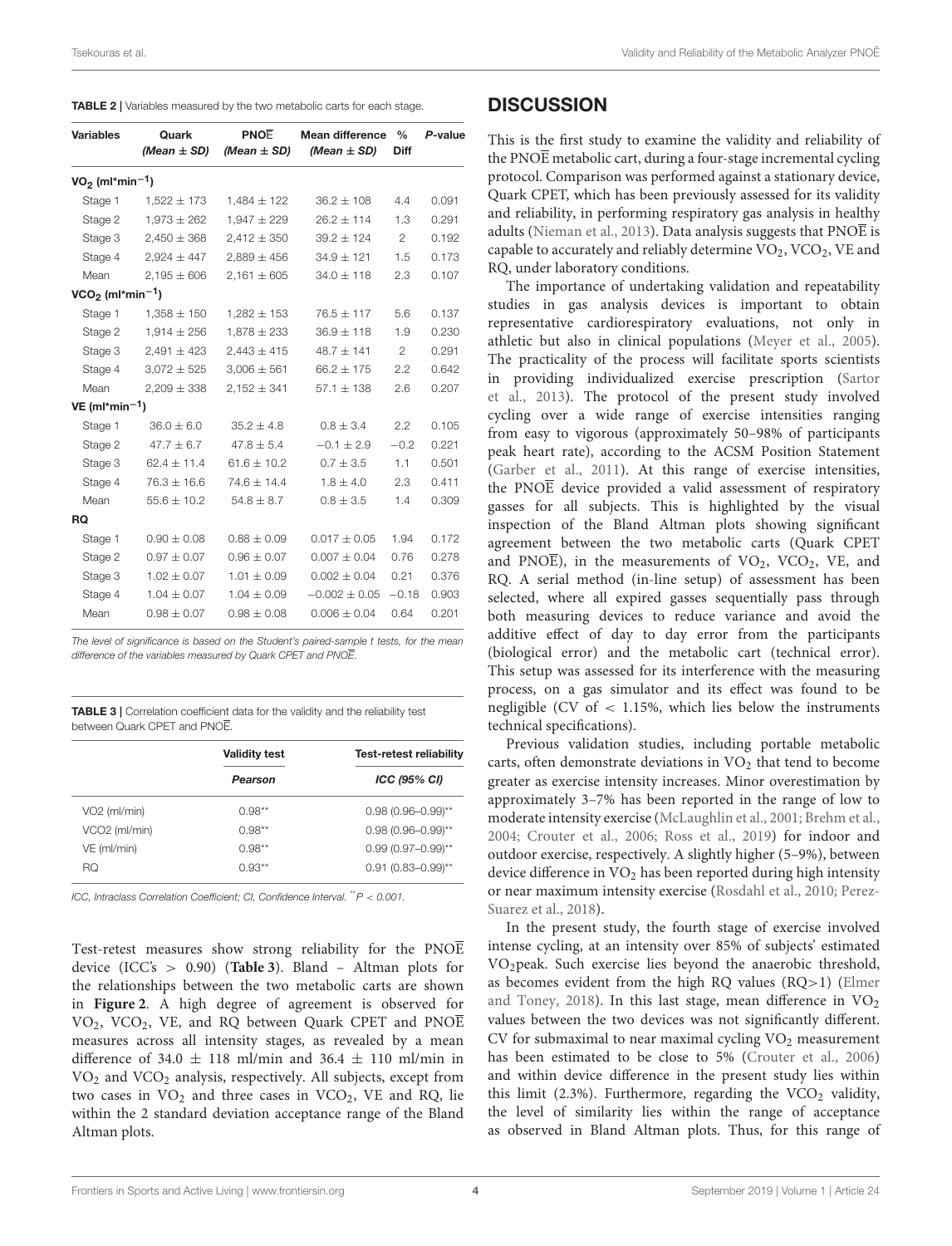**TABLE 2 |** Variables measured by the two metabolic carts for each stage.

| Variables | Quark (Mean ± SD) | PNOĒ (Mean ± SD) | Mean difference (Mean ± SD) | % Diff | P-value |
|---|---|---|---|---|---|
| **$VO_2$ (ml*min$^{-1}$)** | | | | | |
| Stage 1 | 1,522 ± 173 | 1,484 ± 122 | 36.2 ± 108 | 4.4 | 0.091 |
| Stage 2 | 1,973 ± 262 | 1,947 ± 229 | 26.2 ± 114 | 1.3 | 0.291 |
| Stage 3 | 2,450 ± 368 | 2,412 ± 350 | 39.2 ± 124 | 2 | 0.192 |
| Stage 4 | 2,924 ± 447 | 2,889 ± 456 | 34.9 ± 121 | 1.5 | 0.173 |
| Mean | 2,195 ± 606 | 2,161 ± 605 | 34.0 ± 118 | 2.3 | 0.107 |
| **$VCO_2$ (ml*min$^{-1}$)** | | | | | |
| Stage 1 | 1,358 ± 150 | 1,282 ± 153 | 76.5 ± 117 | 5.6 | 0.137 |
| Stage 2 | 1,914 ± 256 | 1,878 ± 233 | 36.9 ± 118 | 1.9 | 0.230 |
| Stage 3 | 2,491 ± 423 | 2,443 ± 415 | 48.7 ± 141 | 2 | 0.291 |
| Stage 4 | 3,072 ± 525 | 3,006 ± 561 | 66.2 ± 175 | 2.2 | 0.642 |
| Mean | 2,209 ± 338 | 2,152 ± 341 | 57.1 ± 138 | 2.6 | 0.207 |
| **VE (ml*min$^{-1}$)** | | | | | |
| Stage 1 | 36.0 ± 6.0 | 35.2 ± 4.8 | 0.8 ± 3.4 | 2.2 | 0.105 |
| Stage 2 | 47.7 ± 6.7 | 47.8 ± 5.4 | −0.1 ± 2.9 | −0.2 | 0.221 |
| Stage 3 | 62.4 ± 11.4 | 61.6 ± 10.2 | 0.7 ± 3.5 | 1.1 | 0.501 |
| Stage 4 | 76.3 ± 16.6 | 74.6 ± 14.4 | 1.8 ± 4.0 | 2.3 | 0.411 |
| Mean | 55.6 ± 10.2 | 54.8 ± 8.7 | 0.8 ± 3.5 | 1.4 | 0.309 |
| **RQ** | | | | | |
| Stage 1 | 0.90 ± 0.08 | 0.88 ± 0.09 | 0.017 ± 0.05 | 1.94 | 0.172 |
| Stage 2 | 0.97 ± 0.07 | 0.96 ± 0.07 | 0.007 ± 0.04 | 0.76 | 0.278 |
| Stage 3 | 1.02 ± 0.07 | 1.01 ± 0.09 | 0.002 ± 0.04 | 0.21 | 0.376 |
| Stage 4 | 1.04 ± 0.07 | 1.04 ± 0.09 | −0.002 ± 0.05 | −0.18 | 0.903 |
| Mean | 0.98 ± 0.07 | 0.98 ± 0.08 | 0.006 ± 0.04 | 0.64 | 0.201 |

*The level of significance is based on the Student's paired-sample t tests, for the mean difference of the variables measured by Quark CPET and PNOĒ.*

**TABLE 3 |** Correlation coefficient data for the validity and the reliability test between Quark CPET and PNOĒ.

| | Validity test | Test-retest reliability |
|---|---|---|
| | *Pearson* | *ICC (95% CI)* |
| VO2 (ml/min) | 0.98** | 0.98 (0.96–0.99)** |
| VCO2 (ml/min) | 0.98** | 0.98 (0.96–0.99)** |
| VE (ml/min) | 0.98** | 0.99 (0.97–0.99)** |
| RQ | 0.93** | 0.91 (0.83–0.99)** |

*ICC, Intraclass Correlation Coefficient; CI, Confidence Interval. ** $P < 0.001$.*

Test-retest measures show strong reliability for the PNOĒ device (ICC's > 0.90) (**Table 3**). Bland – Altman plots for the relationships between the two metabolic carts are shown in **Figure 2**. A high degree of agreement is observed for $VO_2$, $VCO_2$, VE, and RQ between Quark CPET and PNOĒ measures across all intensity stages, as revealed by a mean difference of 34.0 ± 118 ml/min and 36.4 ± 110 ml/min in $VO_2$ and $VCO_2$ analysis, respectively. All subjects, except from two cases in $VO_2$ and three cases in $VCO_2$, VE and RQ, lie within the 2 standard deviation acceptance range of the Bland Altman plots.

## DISCUSSION

This is the first study to examine the validity and reliability of the PNOĒ metabolic cart, during a four-stage incremental cycling protocol. Comparison was performed against a stationary device, Quark CPET, which has been previously assessed for its validity and reliability, in performing respiratory gas analysis in healthy adults (Nieman et al., 2013). Data analysis suggests that PNOĒ is capable to accurately and reliably determine $VO_2$, $VCO_2$, VE and RQ, under laboratory conditions.

The importance of undertaking validation and repeatability studies in gas analysis devices is important to obtain representative cardiorespiratory evaluations, not only in athletic but also in clinical populations (Meyer et al., 2005). The practicality of the process will facilitate sports scientists in providing individualized exercise prescription (Sartor et al., 2013). The protocol of the present study involved cycling over a wide range of exercise intensities ranging from easy to vigorous (approximately 50–98% of participants peak heart rate), according to the ACSM Position Statement (Garber et al., 2011). At this range of exercise intensities, the PNOĒ device provided a valid assessment of respiratory gasses for all subjects. This is highlighted by the visual inspection of the Bland Altman plots showing significant agreement between the two metabolic carts (Quark CPET and PNOĒ), in the measurements of $VO_2$, $VCO_2$, VE, and RQ. A serial method (in-line setup) of assessment has been selected, where all expired gasses sequentially pass through both measuring devices to reduce variance and avoid the additive effect of day to day error from the participants (biological error) and the metabolic cart (technical error). This setup was assessed for its interference with the measuring process, on a gas simulator and its effect was found to be negligible (CV of < 1.15%, which lies below the instruments technical specifications).

Previous validation studies, including portable metabolic carts, often demonstrate deviations in $VO_2$ that tend to become greater as exercise intensity increases. Minor overestimation by approximately 3–7% has been reported in the range of low to moderate intensity exercise (McLaughlin et al., 2001; Brehm et al., 2004; Crouter et al., 2006; Ross et al., 2019) for indoor and outdoor exercise, respectively. A slightly higher (5–9%), between device difference in $VO_2$ has been reported during high intensity or near maximum intensity exercise (Rosdahl et al., 2010; Perez-Suarez et al., 2018).

In the present study, the fourth stage of exercise involved intense cycling, at an intensity over 85% of subjects' estimated $VO_2$peak. Such exercise lies beyond the anaerobic threshold, as becomes evident from the high RQ values (RQ>1) (Elmer and Toney, 2018). In this last stage, mean difference in $VO_2$ values between the two devices was not significantly different. CV for submaximal to near maximal cycling $VO_2$ measurement has been estimated to be close to 5% (Crouter et al., 2006) and within device difference in the present study lies within this limit (2.3%). Furthermore, regarding the $VCO_2$ validity, the level of similarity lies within the range of acceptance as observed in Bland Altman plots. Thus, for this range of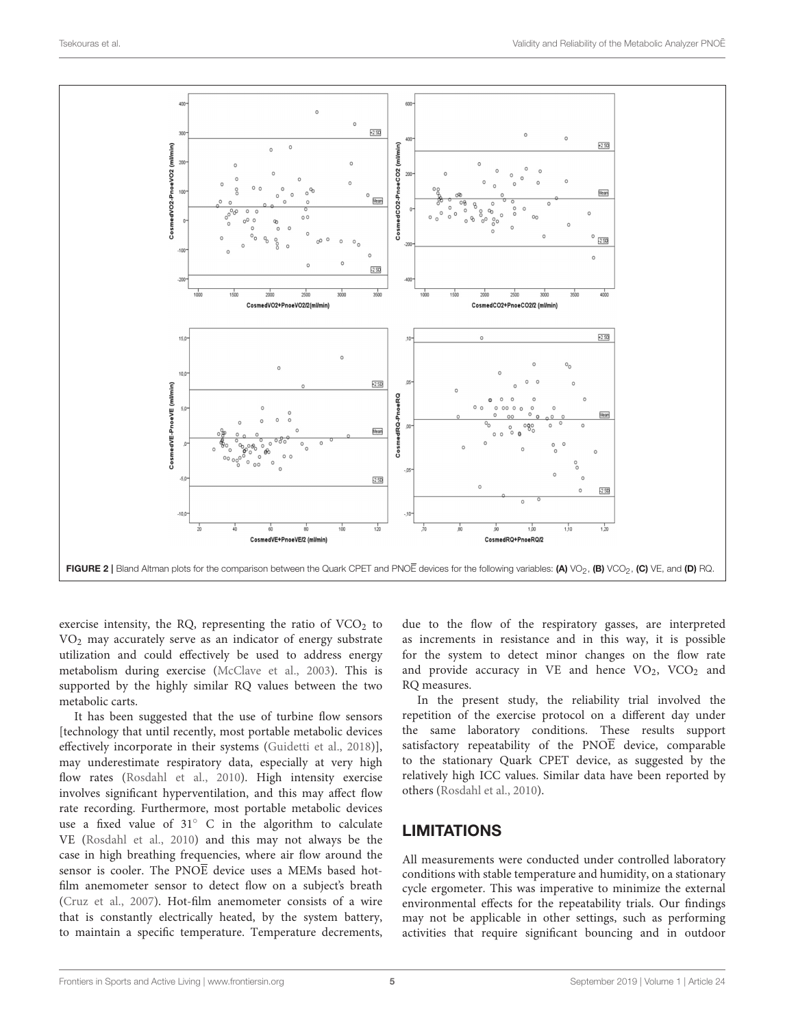FIGURE 2 | Bland Altman plots for the comparison between the Quark CPET and PNOĒ devices for the following variables: **(A)** $VO_2$, **(B)** $VCO_2$, **(C)** VE, and **(D)** RQ.

exercise intensity, the RQ, representing the ratio of $VCO_2$ to $VO_2$ may accurately serve as an indicator of energy substrate utilization and could effectively be used to address energy metabolism during exercise (McClave et al., 2003). This is supported by the highly similar RQ values between the two metabolic carts.

It has been suggested that the use of turbine flow sensors [technology that until recently, most portable metabolic devices effectively incorporate in their systems (Guidetti et al., 2018)], may underestimate respiratory data, especially at very high flow rates (Rosdahl et al., 2010). High intensity exercise involves significant hyperventilation, and this may affect flow rate recording. Furthermore, most portable metabolic devices use a fixed value of 31° C in the algorithm to calculate VE (Rosdahl et al., 2010) and this may not always be the case in high breathing frequencies, where air flow around the sensor is cooler. The PNOĒ device uses a MEMs based hot-film anemometer sensor to detect flow on a subject's breath (Cruz et al., 2007). Hot-film anemometer consists of a wire that is constantly electrically heated, by the system battery, to maintain a specific temperature. Temperature decrements, due to the flow of the respiratory gasses, are interpreted as increments in resistance and in this way, it is possible for the system to detect minor changes on the flow rate and provide accuracy in VE and hence $VO_2$, $VCO_2$ and RQ measures.

In the present study, the reliability trial involved the repetition of the exercise protocol on a different day under the same laboratory conditions. These results support satisfactory repeatability of the PNOĒ device, comparable to the stationary Quark CPET device, as suggested by the relatively high ICC values. Similar data have been reported by others (Rosdahl et al., 2010).

## LIMITATIONS

All measurements were conducted under controlled laboratory conditions with stable temperature and humidity, on a stationary cycle ergometer. This was imperative to minimize the external environmental effects for the repeatability trials. Our findings may not be applicable in other settings, such as performing activities that require significant bouncing and in outdoor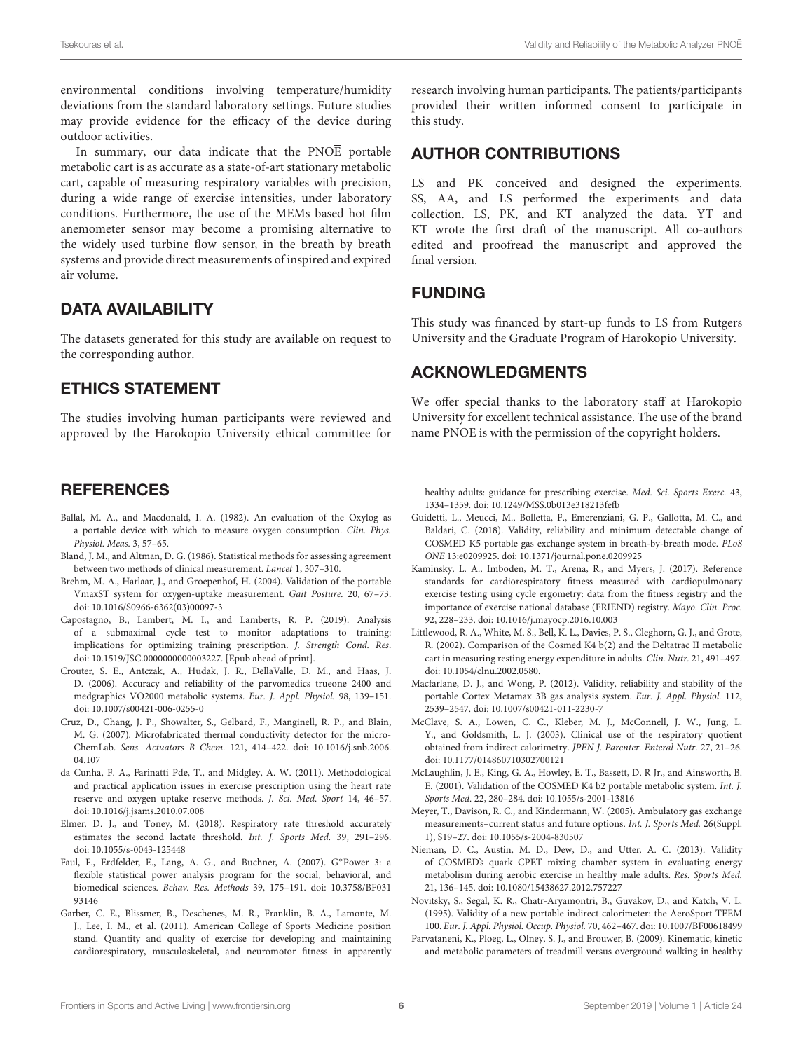environmental conditions involving temperature/humidity deviations from the standard laboratory settings. Future studies may provide evidence for the efficacy of the device during outdoor activities.

In summary, our data indicate that the PNOĒ portable metabolic cart is as accurate as a state-of-art stationary metabolic cart, capable of measuring respiratory variables with precision, during a wide range of exercise intensities, under laboratory conditions. Furthermore, the use of the MEMs based hot film anemometer sensor may become a promising alternative to the widely used turbine flow sensor, in the breath by breath systems and provide direct measurements of inspired and expired air volume.

## DATA AVAILABILITY

The datasets generated for this study are available on request to the corresponding author.

## ETHICS STATEMENT

The studies involving human participants were reviewed and approved by the Harokopio University ethical committee for research involving human participants. The patients/participants provided their written informed consent to participate in this study.

## AUTHOR CONTRIBUTIONS

LS and PK conceived and designed the experiments. SS, AA, and LS performed the experiments and data collection. LS, PK, and KT analyzed the data. YT and KT wrote the first draft of the manuscript. All co-authors edited and proofread the manuscript and approved the final version.

## FUNDING

This study was financed by start-up funds to LS from Rutgers University and the Graduate Program of Harokopio University.

## ACKNOWLEDGMENTS

We offer special thanks to the laboratory staff at Harokopio University for excellent technical assistance. The use of the brand name PNOĒ is with the permission of the copyright holders.

## REFERENCES

Ballal, M. A., and Macdonald, I. A. (1982). An evaluation of the Oxylog as a portable device with which to measure oxygen consumption. *Clin. Phys. Physiol. Meas.* 3, 57–65.

Bland, J. M., and Altman, D. G. (1986). Statistical methods for assessing agreement between two methods of clinical measurement. *Lancet* 1, 307–310.

Brehm, M. A., Harlaar, J., and Groepenhof, H. (2004). Validation of the portable VmaxST system for oxygen-uptake measurement. *Gait Posture.* 20, 67–73. doi: 10.1016/S0966-6362(03)00097-3

Capostagno, B., Lambert, M. I., and Lamberts, R. P. (2019). Analysis of a submaximal cycle test to monitor adaptations to training: implications for optimizing training prescription. *J. Strength Cond. Res.* doi: 10.1519/JSC.0000000000003227. [Epub ahead of print].

Crouter, S. E., Antczak, A., Hudak, J. R., DellaValle, D. M., and Haas, J. D. (2006). Accuracy and reliability of the parvomedics trueone 2400 and medgraphics VO2000 metabolic systems. *Eur. J. Appl. Physiol.* 98, 139–151. doi: 10.1007/s00421-006-0255-0

Cruz, D., Chang, J. P., Showalter, S., Gelbard, F., Manginell, R. P., and Blain, M. G. (2007). Microfabricated thermal conductivity detector for the micro-ChemLab. *Sens. Actuators B Chem.* 121, 414–422. doi: 10.1016/j.snb.2006.04.107

da Cunha, F. A., Farinatti Pde, T., and Midgley, A. W. (2011). Methodological and practical application issues in exercise prescription using the heart rate reserve and oxygen uptake reserve methods. *J. Sci. Med. Sport* 14, 46–57. doi: 10.1016/j.jsams.2010.07.008

Elmer, D. J., and Toney, M. (2018). Respiratory rate threshold accurately estimates the second lactate threshold. *Int. J. Sports Med.* 39, 291–296. doi: 10.1055/s-0043-125448

Faul, F., Erdfelder, E., Lang, A. G., and Buchner, A. (2007). G*Power 3: a flexible statistical power analysis program for the social, behavioral, and biomedical sciences. *Behav. Res. Methods* 39, 175–191. doi: 10.3758/BF03193146

Garber, C. E., Blissmer, B., Deschenes, M. R., Franklin, B. A., Lamonte, M. J., Lee, I. M., et al. (2011). American College of Sports Medicine position stand. Quantity and quality of exercise for developing and maintaining cardiorespiratory, musculoskeletal, and neuromotor fitness in apparently healthy adults: guidance for prescribing exercise. *Med. Sci. Sports Exerc.* 43, 1334–1359. doi: 10.1249/MSS.0b013e318213fefb

Guidetti, L., Meucci, M., Bolletta, F., Emerenziani, G. P., Gallotta, M. C., and Baldari, C. (2018). Validity, reliability and minimum detectable change of COSMED K5 portable gas exchange system in breath-by-breath mode. *PLoS ONE* 13:e0209925. doi: 10.1371/journal.pone.0209925

Kaminsky, L. A., Imboden, M. T., Arena, R., and Myers, J. (2017). Reference standards for cardiorespiratory fitness measured with cardiopulmonary exercise testing using cycle ergometry: data from the fitness registry and the importance of exercise national database (FRIEND) registry. *Mayo. Clin. Proc.* 92, 228–233. doi: 10.1016/j.mayocp.2016.10.003

Littlewood, R. A., White, M. S., Bell, K. L., Davies, P. S., Cleghorn, G. J., and Grote, R. (2002). Comparison of the Cosmed K4 b(2) and the Deltatrac II metabolic cart in measuring resting energy expenditure in adults. *Clin. Nutr.* 21, 491–497. doi: 10.1054/clnu.2002.0580.

Macfarlane, D. J., and Wong, P. (2012). Validity, reliability and stability of the portable Cortex Metamax 3B gas analysis system. *Eur. J. Appl. Physiol.* 112, 2539–2547. doi: 10.1007/s00421-011-2230-7

McClave, S. A., Lowen, C. C., Kleber, M. J., McConnell, J. W., Jung, L. Y., and Goldsmith, L. J. (2003). Clinical use of the respiratory quotient obtained from indirect calorimetry. *JPEN J. Parenter. Enteral Nutr.* 27, 21–26. doi: 10.1177/014860710302700121

McLaughlin, J. E., King, G. A., Howley, E. T., Bassett, D. R Jr., and Ainsworth, B. E. (2001). Validation of the COSMED K4 b2 portable metabolic system. *Int. J. Sports Med.* 22, 280–284. doi: 10.1055/s-2001-13816

Meyer, T., Davison, R. C., and Kindermann, W. (2005). Ambulatory gas exchange measurements–current status and future options. *Int. J. Sports Med.* 26(Suppl. 1), S19–27. doi: 10.1055/s-2004-830507

Nieman, D. C., Austin, M. D., Dew, D., and Utter, A. C. (2013). Validity of COSMED's quark CPET mixing chamber system in evaluating energy metabolism during aerobic exercise in healthy male adults. *Res. Sports Med.* 21, 136–145. doi: 10.1080/15438627.2012.757227

Novitsky, S., Segal, K. R., Chatr-Aryamontri, B., Guvakov, D., and Katch, V. L. (1995). Validity of a new portable indirect calorimeter: the AeroSport TEEM 100. *Eur. J. Appl. Physiol. Occup. Physiol.* 70, 462–467. doi: 10.1007/BF00618499

Parvataneni, K., Ploeg, L., Olney, S. J., and Brouwer, B. (2009). Kinematic, kinetic and metabolic parameters of treadmill versus overground walking in healthy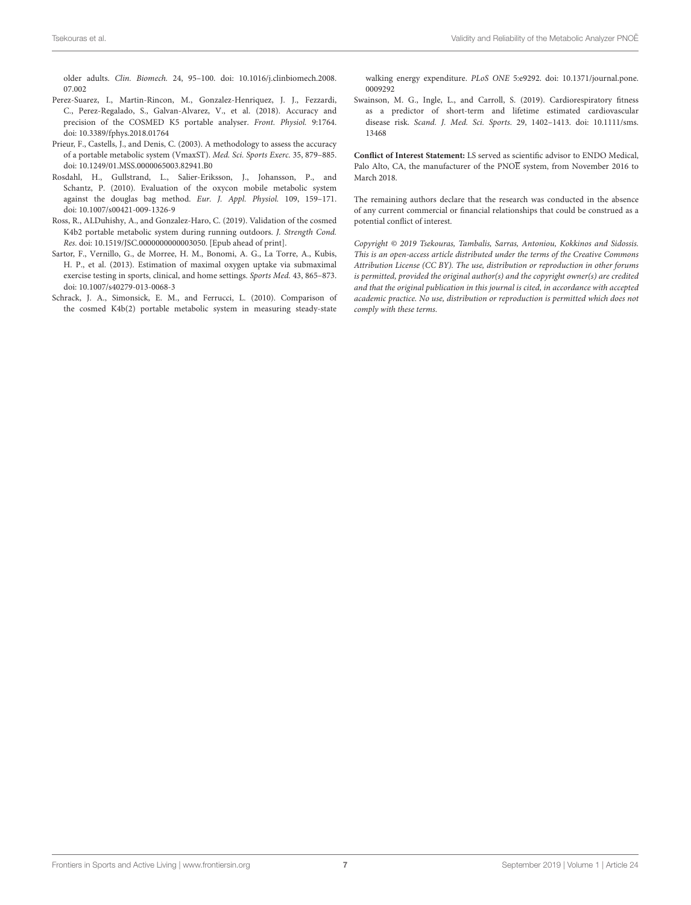older adults. *Clin. Biomech.* 24, 95–100. doi: 10.1016/j.clinbiomech.2008.07.002

Perez-Suarez, I., Martin-Rincon, M., Gonzalez-Henriquez, J. J., Fezzardi, C., Perez-Regalado, S., Galvan-Alvarez, V., et al. (2018). Accuracy and precision of the COSMED K5 portable analyser. *Front. Physiol.* 9:1764. doi: 10.3389/fphys.2018.01764

Prieur, F., Castells, J., and Denis, C. (2003). A methodology to assess the accuracy of a portable metabolic system (VmaxST). *Med. Sci. Sports Exerc.* 35, 879–885. doi: 10.1249/01.MSS.0000065003.82941.B0

Rosdahl, H., Gullstrand, L., Salier-Eriksson, J., Johansson, P., and Schantz, P. (2010). Evaluation of the oxycon mobile metabolic system against the douglas bag method. *Eur. J. Appl. Physiol.* 109, 159–171. doi: 10.1007/s00421-009-1326-9

Ross, R., ALDuhishy, A., and Gonzalez-Haro, C. (2019). Validation of the cosmed K4b2 portable metabolic system during running outdoors. *J. Strength Cond. Res*. doi: 10.1519/JSC.0000000000003050. [Epub ahead of print].

Sartor, F., Vernillo, G., de Morree, H. M., Bonomi, A. G., La Torre, A., Kubis, H. P., et al. (2013). Estimation of maximal oxygen uptake via submaximal exercise testing in sports, clinical, and home settings. *Sports Med.* 43, 865–873. doi: 10.1007/s40279-013-0068-3

Schrack, J. A., Simonsick, E. M., and Ferrucci, L. (2010). Comparison of the cosmed K4b(2) portable metabolic system in measuring steady-state walking energy expenditure. *PLoS ONE* 5:e9292. doi: 10.1371/journal.pone.0009292

Swainson, M. G., Ingle, L., and Carroll, S. (2019). Cardiorespiratory fitness as a predictor of short-term and lifetime estimated cardiovascular disease risk. *Scand. J. Med. Sci. Sports*. 29, 1402–1413. doi: 10.1111/sms.13468

**Conflict of Interest Statement:** LS served as scientific advisor to ENDO Medical, Palo Alto, CA, the manufacturer of the PNOĒ system, from November 2016 to March 2018.

The remaining authors declare that the research was conducted in the absence of any current commercial or financial relationships that could be construed as a potential conflict of interest.

*Copyright © 2019 Tsekouras, Tambalis, Sarras, Antoniou, Kokkinos and Sidossis. This is an open-access article distributed under the terms of the Creative Commons Attribution License (CC BY). The use, distribution or reproduction in other forums is permitted, provided the original author(s) and the copyright owner(s) are credited and that the original publication in this journal is cited, in accordance with accepted academic practice. No use, distribution or reproduction is permitted which does not comply with these terms.*